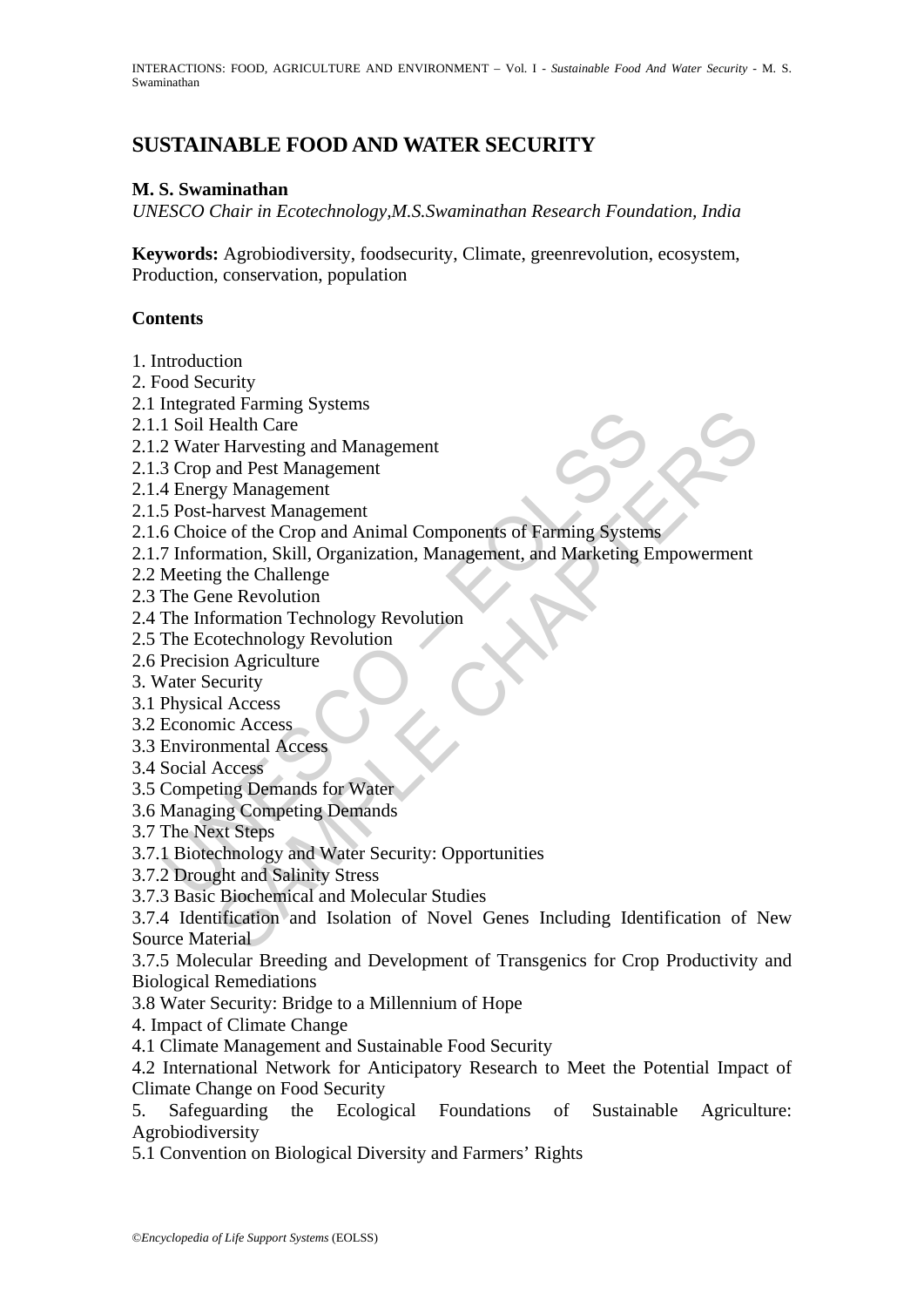# SUSTAINABLE FOOD AND WATER SECURITY

**M. S. Swaminathan**

*UNESCO Chair in Ecotechnology,M.S.Swaminathan Research Foundation, India*

**Keywords:** Agrobiodiversity, foodsecurity, Climate, greenrevolution, ecosystem, Production, conservation, population

## Contents

1. Introduction
2. Food Security
2.1 Integrated Farming Systems
2.1.1 Soil Health Care
2.1.2 Water Harvesting and Management
2.1.3 Crop and Pest Management
2.1.4 Energy Management
2.1.5 Post-harvest Management
2.1.6 Choice of the Crop and Animal Components of Farming Systems
2.1.7 Information, Skill, Organization, Management, and Marketing Empowerment
2.2 Meeting the Challenge
2.3 The Gene Revolution
2.4 The Information Technology Revolution
2.5 The Ecotechnology Revolution
2.6 Precision Agriculture
3. Water Security
3.1 Physical Access
3.2 Economic Access
3.3 Environmental Access
3.4 Social Access
3.5 Competing Demands for Water
3.6 Managing Competing Demands
3.7 The Next Steps
3.7.1 Biotechnology and Water Security: Opportunities
3.7.2 Drought and Salinity Stress
3.7.3 Basic Biochemical and Molecular Studies
3.7.4 Identification and Isolation of Novel Genes Including Identification of New Source Material
3.7.5 Molecular Breeding and Development of Transgenics for Crop Productivity and Biological Remediations
3.8 Water Security: Bridge to a Millennium of Hope
4. Impact of Climate Change
4.1 Climate Management and Sustainable Food Security
4.2 International Network for Anticipatory Research to Meet the Potential Impact of Climate Change on Food Security
5. Safeguarding the Ecological Foundations of Sustainable Agriculture: Agrobiodiversity
5.1 Convention on Biological Diversity and Farmers' Rights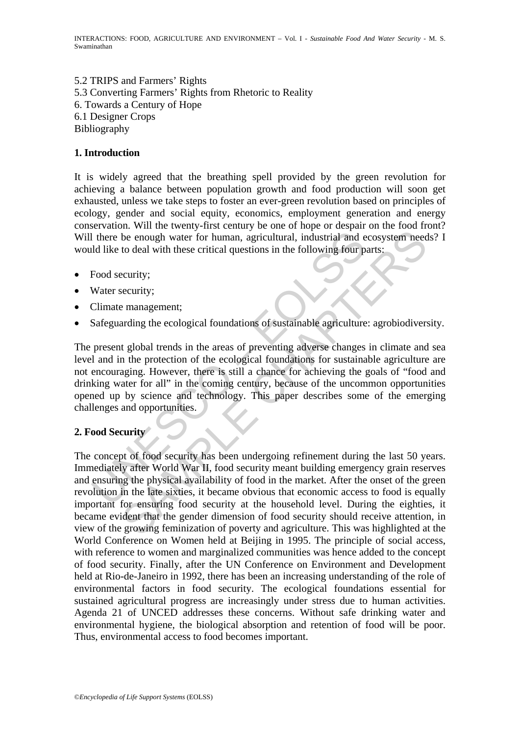5.2 TRIPS and Farmers' Rights
5.3 Converting Farmers' Rights from Rhetoric to Reality
6. Towards a Century of Hope
6.1 Designer Crops
Bibliography

## 1. Introduction

It is widely agreed that the breathing spell provided by the green revolution for achieving a balance between population growth and food production will soon get exhausted, unless we take steps to foster an ever-green revolution based on principles of ecology, gender and social equity, economics, employment generation and energy conservation. Will the twenty-first century be one of hope or despair on the food front? Will there be enough water for human, agricultural, industrial and ecosystem needs? I would like to deal with these critical questions in the following four parts:

- Food security;
- Water security;
- Climate management;
- Safeguarding the ecological foundations of sustainable agriculture: agrobiodiversity.

The present global trends in the areas of preventing adverse changes in climate and sea level and in the protection of the ecological foundations for sustainable agriculture are not encouraging. However, there is still a chance for achieving the goals of "food and drinking water for all" in the coming century, because of the uncommon opportunities opened up by science and technology. This paper describes some of the emerging challenges and opportunities.

## 2. Food Security

The concept of food security has been undergoing refinement during the last 50 years. Immediately after World War II, food security meant building emergency grain reserves and ensuring the physical availability of food in the market. After the onset of the green revolution in the late sixties, it became obvious that economic access to food is equally important for ensuring food security at the household level. During the eighties, it became evident that the gender dimension of food security should receive attention, in view of the growing feminization of poverty and agriculture. This was highlighted at the World Conference on Women held at Beijing in 1995. The principle of social access, with reference to women and marginalized communities was hence added to the concept of food security. Finally, after the UN Conference on Environment and Development held at Rio-de-Janeiro in 1992, there has been an increasing understanding of the role of environmental factors in food security. The ecological foundations essential for sustained agricultural progress are increasingly under stress due to human activities. Agenda 21 of UNCED addresses these concerns. Without safe drinking water and environmental hygiene, the biological absorption and retention of food will be poor. Thus, environmental access to food becomes important.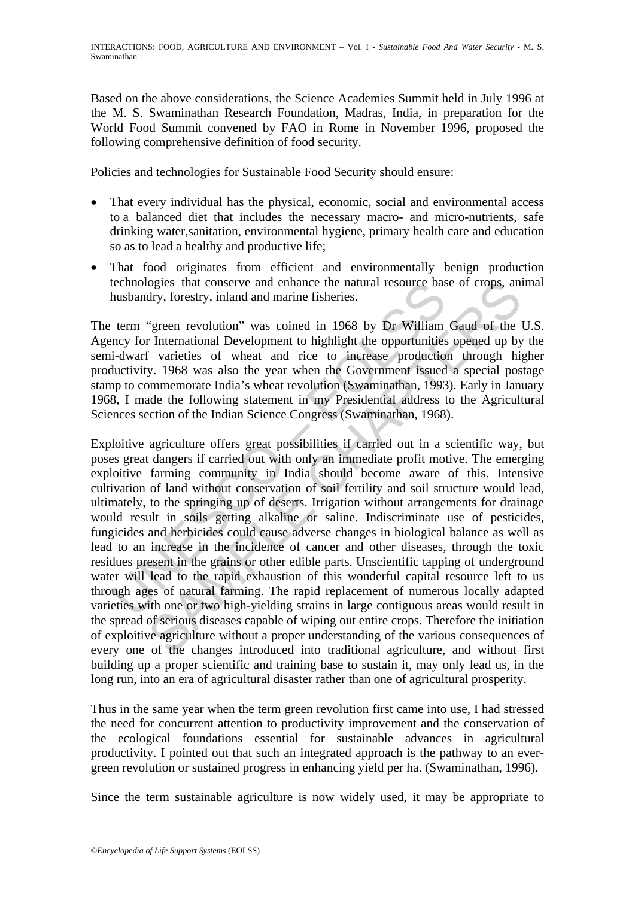Based on the above considerations, the Science Academies Summit held in July 1996 at the M. S. Swaminathan Research Foundation, Madras, India, in preparation for the World Food Summit convened by FAO in Rome in November 1996, proposed the following comprehensive definition of food security.

Policies and technologies for Sustainable Food Security should ensure:

- That every individual has the physical, economic, social and environmental access to a balanced diet that includes the necessary macro- and micro-nutrients, safe drinking water,sanitation, environmental hygiene, primary health care and education so as to lead a healthy and productive life;
- That food originates from efficient and environmentally benign production technologies that conserve and enhance the natural resource base of crops, animal husbandry, forestry, inland and marine fisheries.

The term "green revolution" was coined in 1968 by Dr William Gaud of the U.S. Agency for International Development to highlight the opportunities opened up by the semi-dwarf varieties of wheat and rice to increase production through higher productivity. 1968 was also the year when the Government issued a special postage stamp to commemorate India's wheat revolution (Swaminathan, 1993). Early in January 1968, I made the following statement in my Presidential address to the Agricultural Sciences section of the Indian Science Congress (Swaminathan, 1968).

Exploitive agriculture offers great possibilities if carried out in a scientific way, but poses great dangers if carried out with only an immediate profit motive. The emerging exploitive farming community in India should become aware of this. Intensive cultivation of land without conservation of soil fertility and soil structure would lead, ultimately, to the springing up of deserts. Irrigation without arrangements for drainage would result in soils getting alkaline or saline. Indiscriminate use of pesticides, fungicides and herbicides could cause adverse changes in biological balance as well as lead to an increase in the incidence of cancer and other diseases, through the toxic residues present in the grains or other edible parts. Unscientific tapping of underground water will lead to the rapid exhaustion of this wonderful capital resource left to us through ages of natural farming. The rapid replacement of numerous locally adapted varieties with one or two high-yielding strains in large contiguous areas would result in the spread of serious diseases capable of wiping out entire crops. Therefore the initiation of exploitive agriculture without a proper understanding of the various consequences of every one of the changes introduced into traditional agriculture, and without first building up a proper scientific and training base to sustain it, may only lead us, in the long run, into an era of agricultural disaster rather than one of agricultural prosperity.

Thus in the same year when the term green revolution first came into use, I had stressed the need for concurrent attention to productivity improvement and the conservation of the ecological foundations essential for sustainable advances in agricultural productivity. I pointed out that such an integrated approach is the pathway to an ever-green revolution or sustained progress in enhancing yield per ha. (Swaminathan, 1996).

Since the term sustainable agriculture is now widely used, it may be appropriate to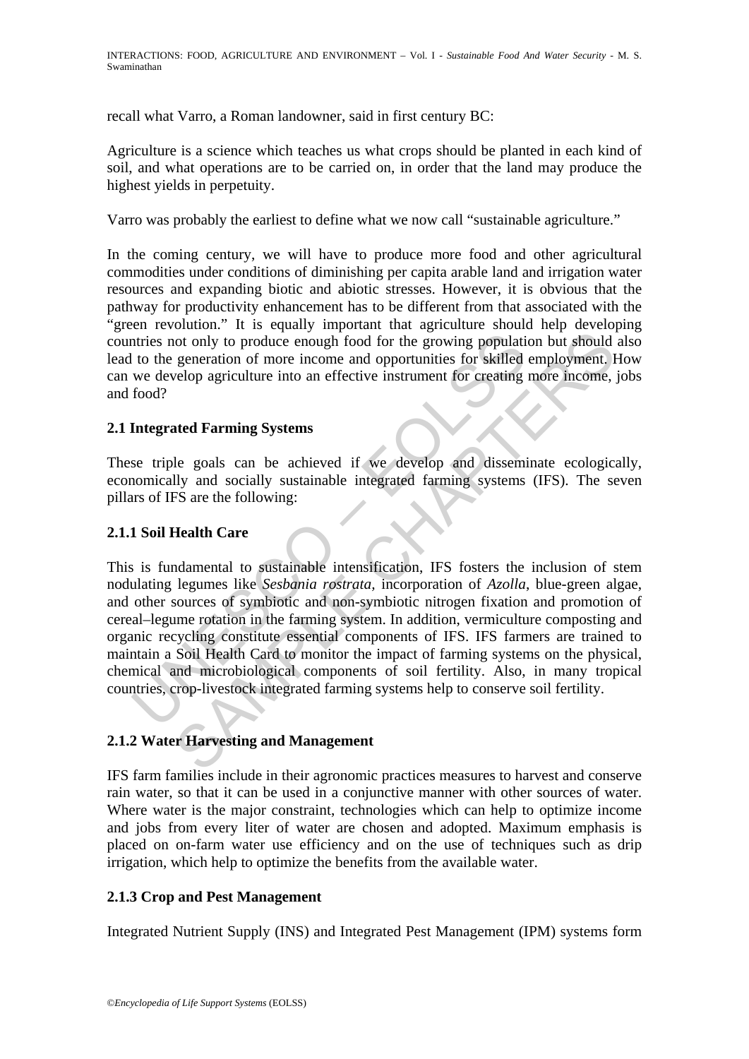recall what Varro, a Roman landowner, said in first century BC:

Agriculture is a science which teaches us what crops should be planted in each kind of soil, and what operations are to be carried on, in order that the land may produce the highest yields in perpetuity.

Varro was probably the earliest to define what we now call "sustainable agriculture."

In the coming century, we will have to produce more food and other agricultural commodities under conditions of diminishing per capita arable land and irrigation water resources and expanding biotic and abiotic stresses. However, it is obvious that the pathway for productivity enhancement has to be different from that associated with the "green revolution." It is equally important that agriculture should help developing countries not only to produce enough food for the growing population but should also lead to the generation of more income and opportunities for skilled employment. How can we develop agriculture into an effective instrument for creating more income, jobs and food?

### 2.1 Integrated Farming Systems

These triple goals can be achieved if we develop and disseminate ecologically, economically and socially sustainable integrated farming systems (IFS). The seven pillars of IFS are the following:

#### 2.1.1 Soil Health Care

This is fundamental to sustainable intensification, IFS fosters the inclusion of stem nodulating legumes like *Sesbania rostrata,* incorporation of *Azolla*, blue-green algae, and other sources of symbiotic and non-symbiotic nitrogen fixation and promotion of cereal–legume rotation in the farming system. In addition, vermiculture composting and organic recycling constitute essential components of IFS. IFS farmers are trained to maintain a Soil Health Card to monitor the impact of farming systems on the physical, chemical and microbiological components of soil fertility. Also, in many tropical countries, crop-livestock integrated farming systems help to conserve soil fertility.

#### 2.1.2 Water Harvesting and Management

IFS farm families include in their agronomic practices measures to harvest and conserve rain water, so that it can be used in a conjunctive manner with other sources of water. Where water is the major constraint, technologies which can help to optimize income and jobs from every liter of water are chosen and adopted. Maximum emphasis is placed on on-farm water use efficiency and on the use of techniques such as drip irrigation, which help to optimize the benefits from the available water.

#### 2.1.3 Crop and Pest Management

Integrated Nutrient Supply (INS) and Integrated Pest Management (IPM) systems form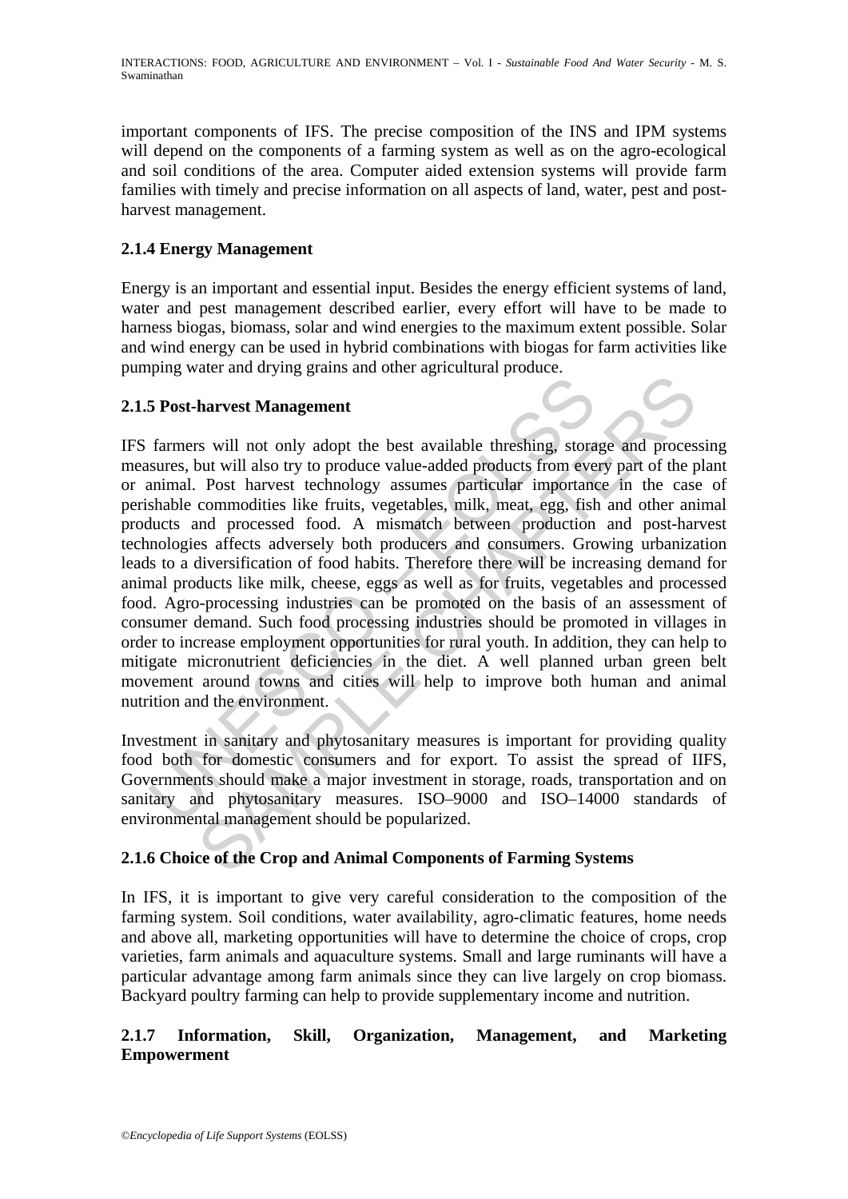important components of IFS. The precise composition of the INS and IPM systems will depend on the components of a farming system as well as on the agro-ecological and soil conditions of the area. Computer aided extension systems will provide farm families with timely and precise information on all aspects of land, water, pest and post-harvest management.

### 2.1.4 Energy Management

Energy is an important and essential input. Besides the energy efficient systems of land, water and pest management described earlier, every effort will have to be made to harness biogas, biomass, solar and wind energies to the maximum extent possible. Solar and wind energy can be used in hybrid combinations with biogas for farm activities like pumping water and drying grains and other agricultural produce.

### 2.1.5 Post-harvest Management

IFS farmers will not only adopt the best available threshing, storage and processing measures, but will also try to produce value-added products from every part of the plant or animal. Post harvest technology assumes particular importance in the case of perishable commodities like fruits, vegetables, milk, meat, egg, fish and other animal products and processed food. A mismatch between production and post-harvest technologies affects adversely both producers and consumers. Growing urbanization leads to a diversification of food habits. Therefore there will be increasing demand for animal products like milk, cheese, eggs as well as for fruits, vegetables and processed food. Agro-processing industries can be promoted on the basis of an assessment of consumer demand. Such food processing industries should be promoted in villages in order to increase employment opportunities for rural youth. In addition, they can help to mitigate micronutrient deficiencies in the diet. A well planned urban green belt movement around towns and cities will help to improve both human and animal nutrition and the environment.

Investment in sanitary and phytosanitary measures is important for providing quality food both for domestic consumers and for export. To assist the spread of IIFS, Governments should make a major investment in storage, roads, transportation and on sanitary and phytosanitary measures. ISO–9000 and ISO–14000 standards of environmental management should be popularized.

### 2.1.6 Choice of the Crop and Animal Components of Farming Systems

In IFS, it is important to give very careful consideration to the composition of the farming system. Soil conditions, water availability, agro-climatic features, home needs and above all, marketing opportunities will have to determine the choice of crops, crop varieties, farm animals and aquaculture systems. Small and large ruminants will have a particular advantage among farm animals since they can live largely on crop biomass. Backyard poultry farming can help to provide supplementary income and nutrition.

### 2.1.7 Information, Skill, Organization, Management, and Marketing Empowerment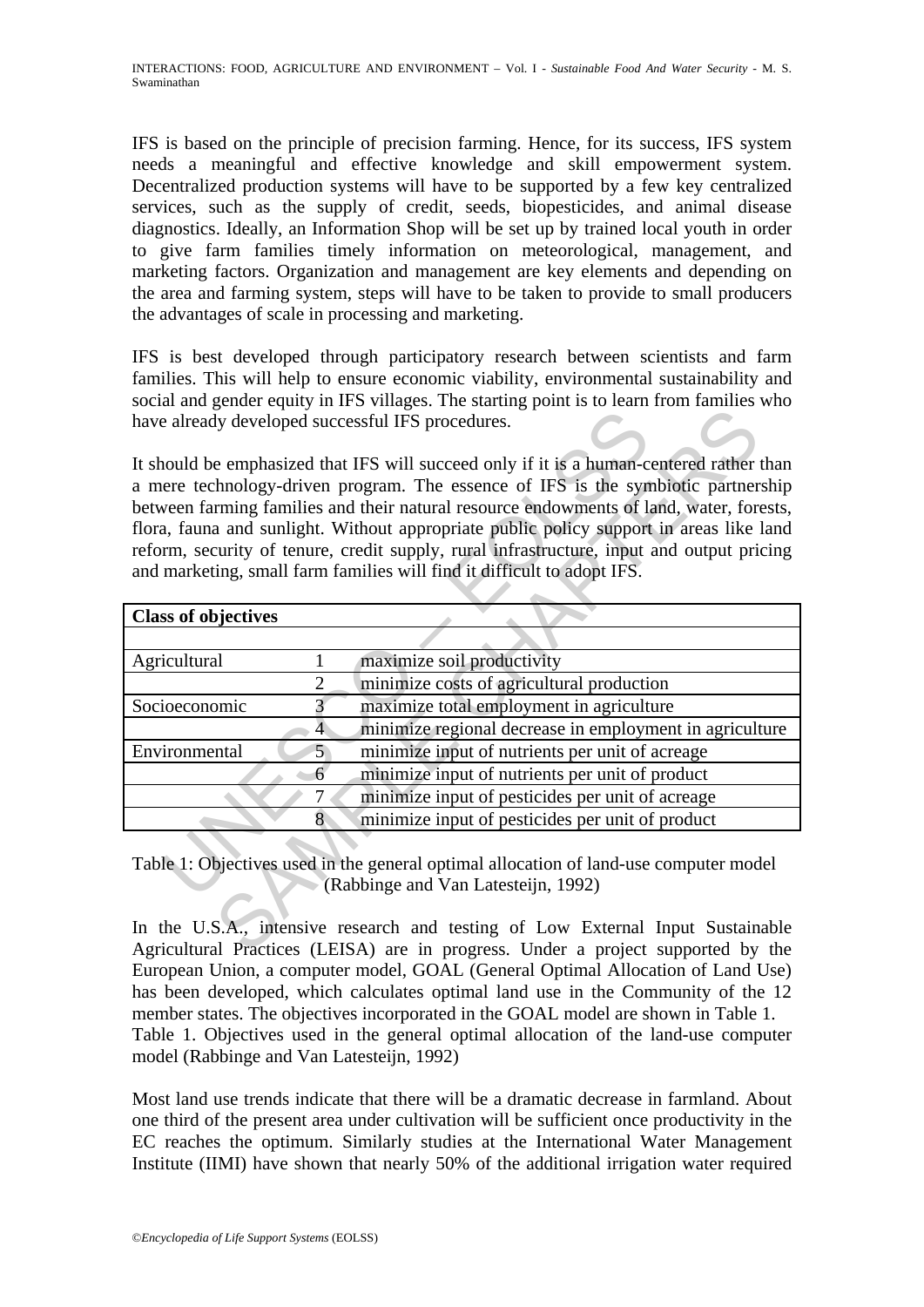IFS is based on the principle of precision farming. Hence, for its success, IFS system needs a meaningful and effective knowledge and skill empowerment system. Decentralized production systems will have to be supported by a few key centralized services, such as the supply of credit, seeds, biopesticides, and animal disease diagnostics. Ideally, an Information Shop will be set up by trained local youth in order to give farm families timely information on meteorological, management, and marketing factors. Organization and management are key elements and depending on the area and farming system, steps will have to be taken to provide to small producers the advantages of scale in processing and marketing.

IFS is best developed through participatory research between scientists and farm families. This will help to ensure economic viability, environmental sustainability and social and gender equity in IFS villages. The starting point is to learn from families who have already developed successful IFS procedures.

It should be emphasized that IFS will succeed only if it is a human-centered rather than a mere technology-driven program. The essence of IFS is the symbiotic partnership between farming families and their natural resource endowments of land, water, forests, flora, fauna and sunlight. Without appropriate public policy support in areas like land reform, security of tenure, credit supply, rural infrastructure, input and output pricing and marketing, small farm families will find it difficult to adopt IFS.

| **Class of objectives** | | |
|---|---|---|
| | | |
| Agricultural | 1 | maximize soil productivity |
| | 2 | minimize costs of agricultural production |
| Socioeconomic | 3 | maximize total employment in agriculture |
| | 4 | minimize regional decrease in employment in agriculture |
| Environmental | 5 | minimize input of nutrients per unit of acreage |
| | 6 | minimize input of nutrients per unit of product |
| | 7 | minimize input of pesticides per unit of acreage |
| | 8 | minimize input of pesticides per unit of product |

Table 1: Objectives used in the general optimal allocation of land-use computer model (Rabbinge and Van Latesteijn, 1992)

In the U.S.A., intensive research and testing of Low External Input Sustainable Agricultural Practices (LEISA) are in progress. Under a project supported by the European Union, a computer model, GOAL (General Optimal Allocation of Land Use) has been developed, which calculates optimal land use in the Community of the 12 member states. The objectives incorporated in the GOAL model are shown in Table 1.
Table 1. Objectives used in the general optimal allocation of the land-use computer model (Rabbinge and Van Latesteijn, 1992)

Most land use trends indicate that there will be a dramatic decrease in farmland. About one third of the present area under cultivation will be sufficient once productivity in the EC reaches the optimum. Similarly studies at the International Water Management Institute (IIMI) have shown that nearly 50% of the additional irrigation water required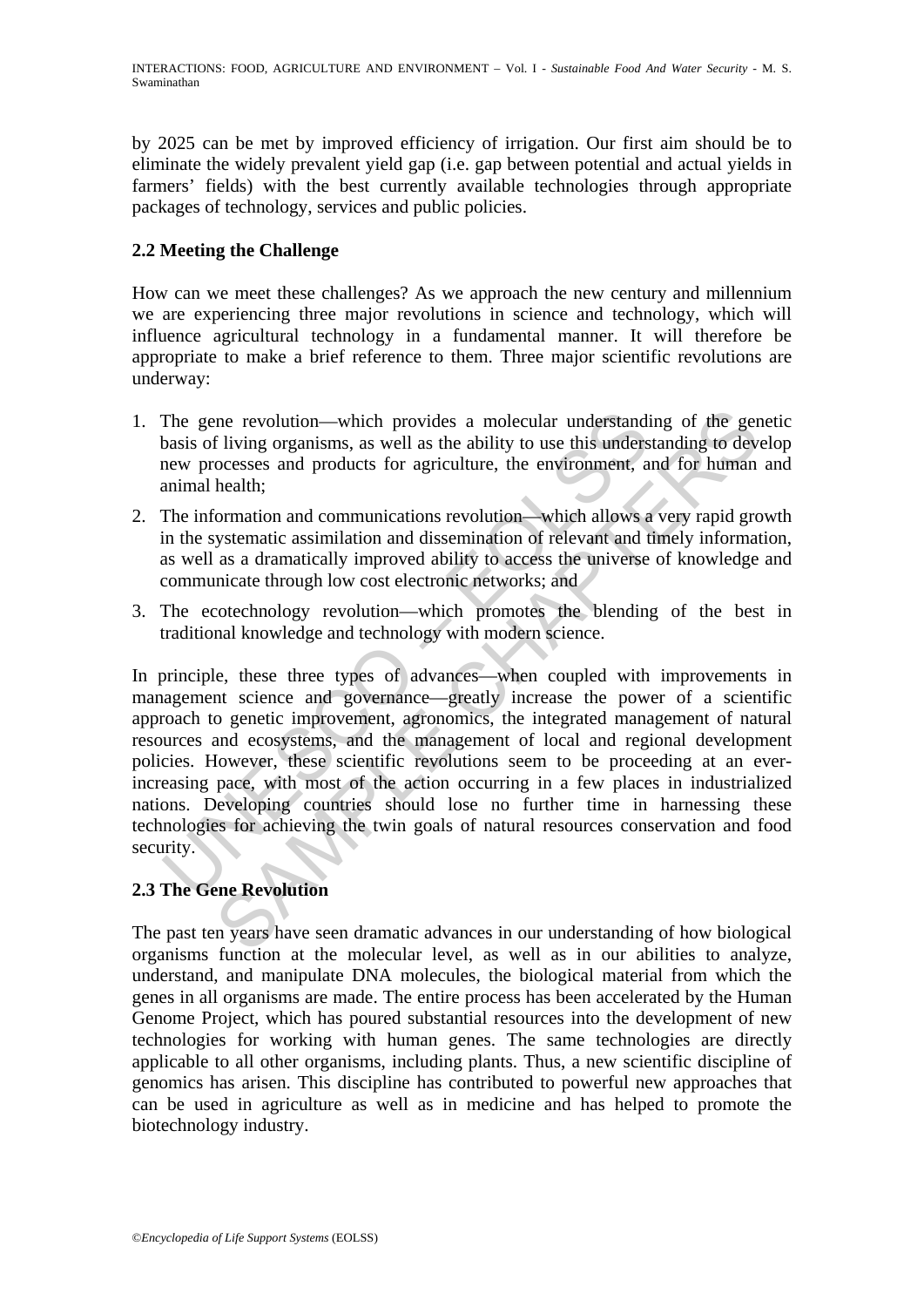by 2025 can be met by improved efficiency of irrigation. Our first aim should be to eliminate the widely prevalent yield gap (i.e. gap between potential and actual yields in farmers' fields) with the best currently available technologies through appropriate packages of technology, services and public policies.

### 2.2 Meeting the Challenge

How can we meet these challenges? As we approach the new century and millennium we are experiencing three major revolutions in science and technology, which will influence agricultural technology in a fundamental manner. It will therefore be appropriate to make a brief reference to them. Three major scientific revolutions are underway:

1. The gene revolution—which provides a molecular understanding of the genetic basis of living organisms, as well as the ability to use this understanding to develop new processes and products for agriculture, the environment, and for human and animal health;
2. The information and communications revolution—which allows a very rapid growth in the systematic assimilation and dissemination of relevant and timely information, as well as a dramatically improved ability to access the universe of knowledge and communicate through low cost electronic networks; and
3. The ecotechnology revolution—which promotes the blending of the best in traditional knowledge and technology with modern science.

In principle, these three types of advances—when coupled with improvements in management science and governance—greatly increase the power of a scientific approach to genetic improvement, agronomics, the integrated management of natural resources and ecosystems, and the management of local and regional development policies. However, these scientific revolutions seem to be proceeding at an ever-increasing pace, with most of the action occurring in a few places in industrialized nations. Developing countries should lose no further time in harnessing these technologies for achieving the twin goals of natural resources conservation and food security.

### 2.3 The Gene Revolution

The past ten years have seen dramatic advances in our understanding of how biological organisms function at the molecular level, as well as in our abilities to analyze, understand, and manipulate DNA molecules, the biological material from which the genes in all organisms are made. The entire process has been accelerated by the Human Genome Project, which has poured substantial resources into the development of new technologies for working with human genes. The same technologies are directly applicable to all other organisms, including plants. Thus, a new scientific discipline of genomics has arisen. This discipline has contributed to powerful new approaches that can be used in agriculture as well as in medicine and has helped to promote the biotechnology industry.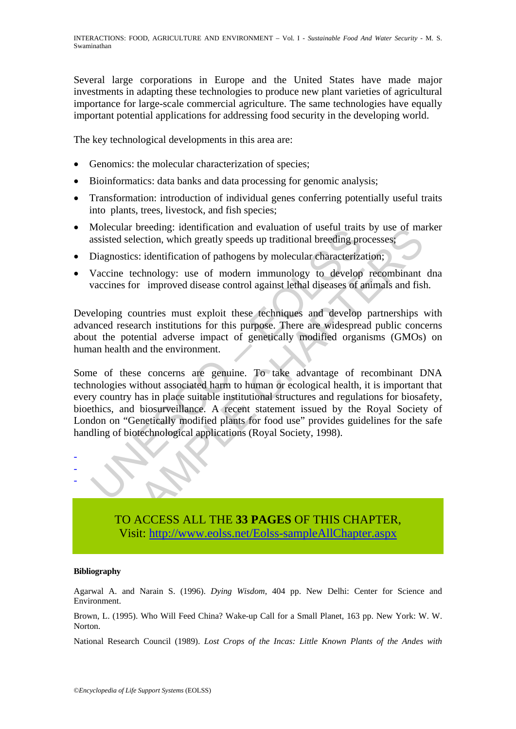Several large corporations in Europe and the United States have made major investments in adapting these technologies to produce new plant varieties of agricultural importance for large-scale commercial agriculture. The same technologies have equally important potential applications for addressing food security in the developing world.

The key technological developments in this area are:

- Genomics: the molecular characterization of species;
- Bioinformatics: data banks and data processing for genomic analysis;
- Transformation: introduction of individual genes conferring potentially useful traits into plants, trees, livestock, and fish species;
- Molecular breeding: identification and evaluation of useful traits by use of marker assisted selection, which greatly speeds up traditional breeding processes;
- Diagnostics: identification of pathogens by molecular characterization;
- Vaccine technology: use of modern immunology to develop recombinant dna vaccines for improved disease control against lethal diseases of animals and fish.

Developing countries must exploit these techniques and develop partnerships with advanced research institutions for this purpose. There are widespread public concerns about the potential adverse impact of genetically modified organisms (GMOs) on human health and the environment.

Some of these concerns are genuine. To take advantage of recombinant DNA technologies without associated harm to human or ecological health, it is important that every country has in place suitable institutional structures and regulations for biosafety, bioethics, and biosurveillance. A recent statement issued by the Royal Society of London on "Genetically modified plants for food use" provides guidelines for the safe handling of biotechnological applications (Royal Society, 1998).

-
-
-

TO ACCESS ALL THE **33 PAGES** OF THIS CHAPTER,
Visit: http://www.eolss.net/Eolss-sampleAllChapter.aspx

**Bibliography**

Agarwal A. and Narain S. (1996). *Dying Wisdom*, 404 pp. New Delhi: Center for Science and Environment.

Brown, L. (1995). Who Will Feed China? Wake-up Call for a Small Planet, 163 pp. New York: W. W. Norton.

National Research Council (1989). *Lost Crops of the Incas: Little Known Plants of the Andes with*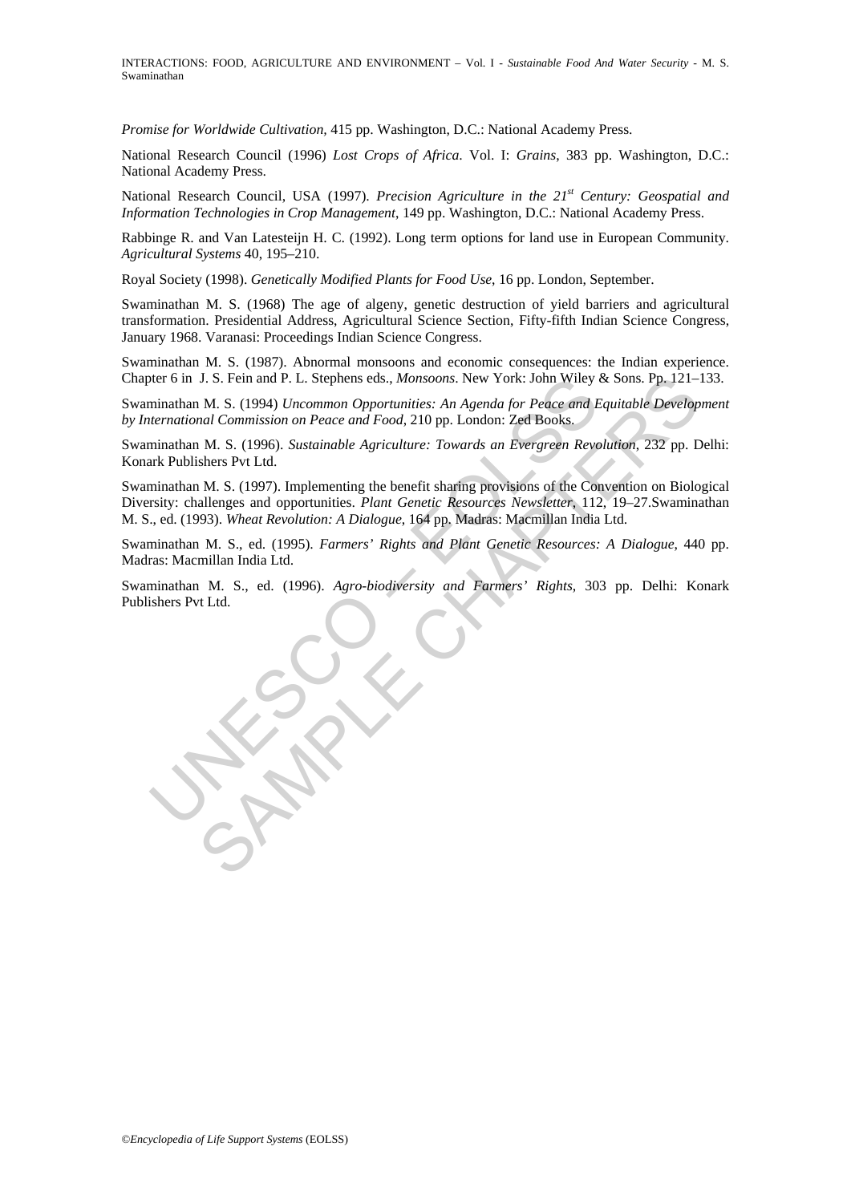*Promise for Worldwide Cultivation*, 415 pp. Washington, D.C.: National Academy Press.

National Research Council (1996) *Lost Crops of Africa*. Vol. I: *Grains*, 383 pp. Washington, D.C.: National Academy Press.

National Research Council, USA (1997). *Precision Agriculture in the 21st Century: Geospatial and Information Technologies in Crop Management*, 149 pp. Washington, D.C.: National Academy Press.

Rabbinge R. and Van Latesteijn H. C. (1992). Long term options for land use in European Community. *Agricultural Systems* 40, 195–210.

Royal Society (1998). *Genetically Modified Plants for Food Use*, 16 pp. London, September.

Swaminathan M. S. (1968) The age of algeny, genetic destruction of yield barriers and agricultural transformation. Presidential Address, Agricultural Science Section, Fifty-fifth Indian Science Congress, January 1968. Varanasi: Proceedings Indian Science Congress.

Swaminathan M. S. (1987). Abnormal monsoons and economic consequences: the Indian experience. Chapter 6 in J. S. Fein and P. L. Stephens eds., *Monsoons*. New York: John Wiley & Sons. Pp. 121–133.

Swaminathan M. S. (1994) *Uncommon Opportunities: An Agenda for Peace and Equitable Development by International Commission on Peace and Food*, 210 pp. London: Zed Books.

Swaminathan M. S. (1996). *Sustainable Agriculture: Towards an Evergreen Revolution*, 232 pp. Delhi: Konark Publishers Pvt Ltd.

Swaminathan M. S. (1997). Implementing the benefit sharing provisions of the Convention on Biological Diversity: challenges and opportunities. *Plant Genetic Resources Newsletter*, 112, 19–27.Swaminathan M. S., ed. (1993). *Wheat Revolution: A Dialogue*, 164 pp. Madras: Macmillan India Ltd.

Swaminathan M. S., ed. (1995). *Farmers' Rights and Plant Genetic Resources: A Dialogue*, 440 pp. Madras: Macmillan India Ltd.

Swaminathan M. S., ed. (1996). *Agro-biodiversity and Farmers' Rights*, 303 pp. Delhi: Konark Publishers Pvt Ltd.